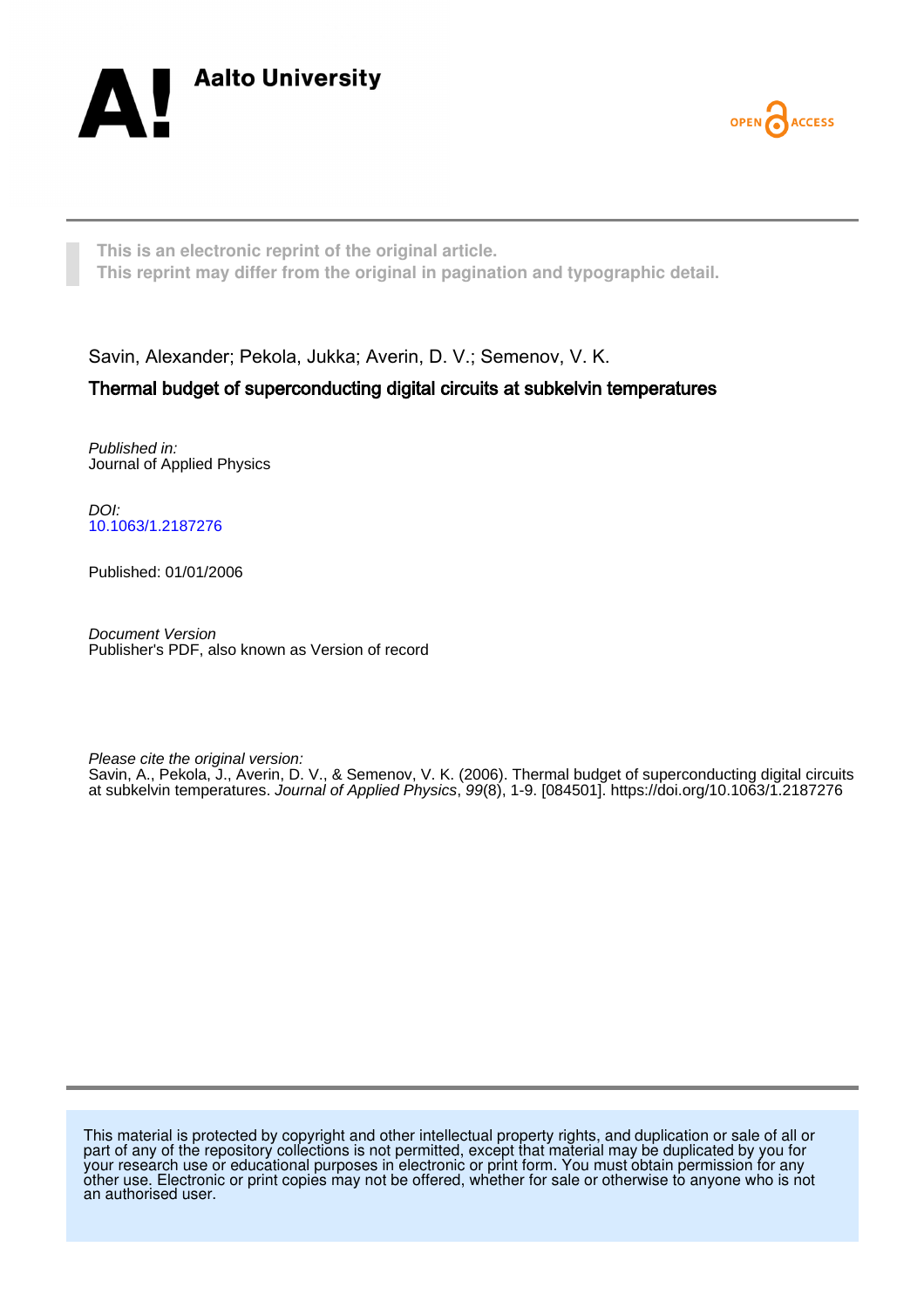Aalto University

OPEN ACCESS

This is an electronic reprint of the original article.
This reprint may differ from the original in pagination and typographic detail.

Savin, Alexander; Pekola, Jukka; Averin, D. V.; Semenov, V. K.

# Thermal budget of superconducting digital circuits at subkelvin temperatures

*Published in:*
Journal of Applied Physics

*DOI:*
10.1063/1.2187276

Published: 01/01/2006

*Document Version*
Publisher's PDF, also known as Version of record

*Please cite the original version:*
Savin, A., Pekola, J., Averin, D. V., & Semenov, V. K. (2006). Thermal budget of superconducting digital circuits at subkelvin temperatures. *Journal of Applied Physics*, *99*(8), 1-9. [084501]. https://doi.org/10.1063/1.2187276

This material is protected by copyright and other intellectual property rights, and duplication or sale of all or part of any of the repository collections is not permitted, except that material may be duplicated by you for your research use or educational purposes in electronic or print form. You must obtain permission for any other use. Electronic or print copies may not be offered, whether for sale or otherwise to anyone who is not an authorised user.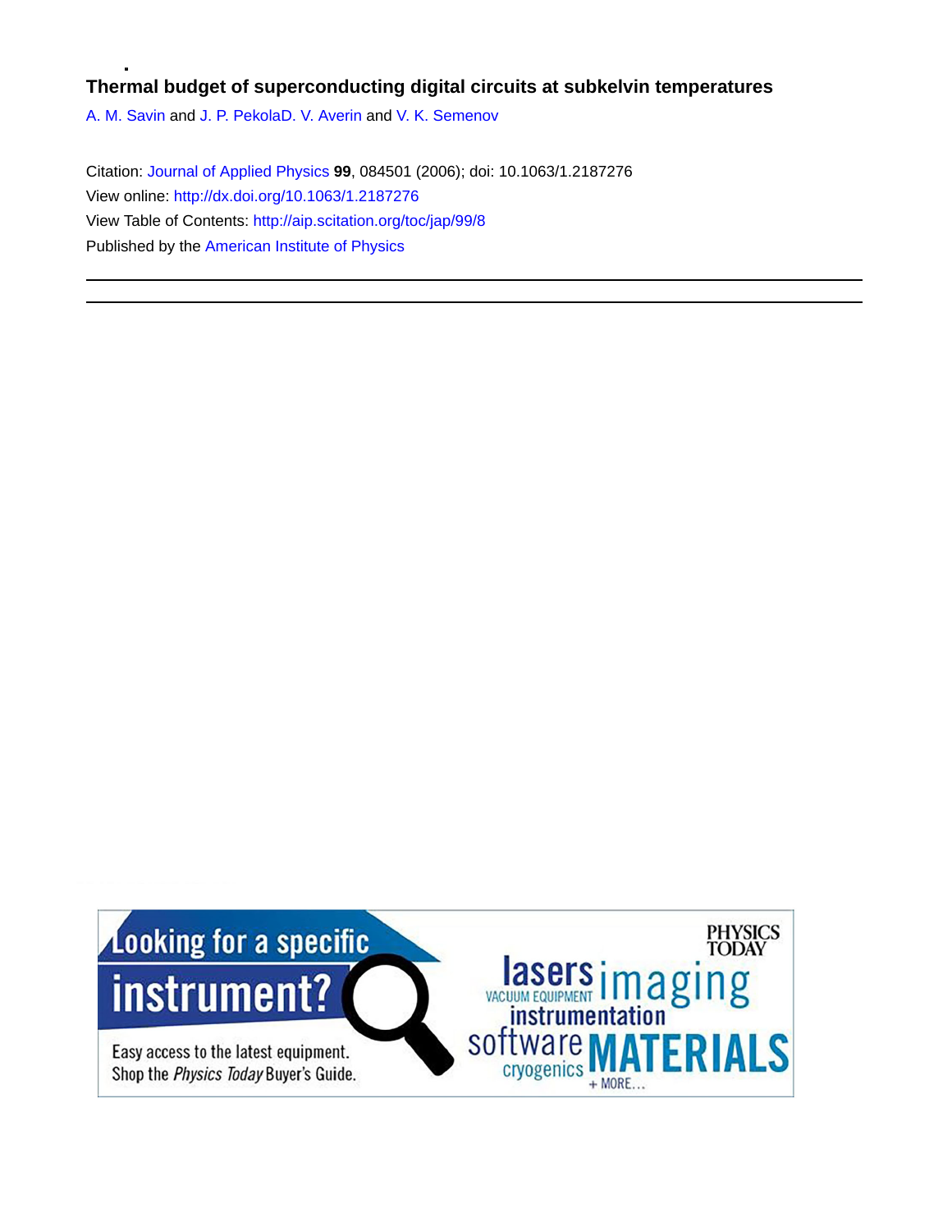# Thermal budget of superconducting digital circuits at subkelvin temperatures

A. M. Savin and J. P. PekolaD. V. Averin and V. K. Semenov

Citation: Journal of Applied Physics **99**, 084501 (2006); doi: 10.1063/1.2187276

View online: http://dx.doi.org/10.1063/1.2187276

View Table of Contents: http://aip.scitation.org/toc/jap/99/8

Published by the American Institute of Physics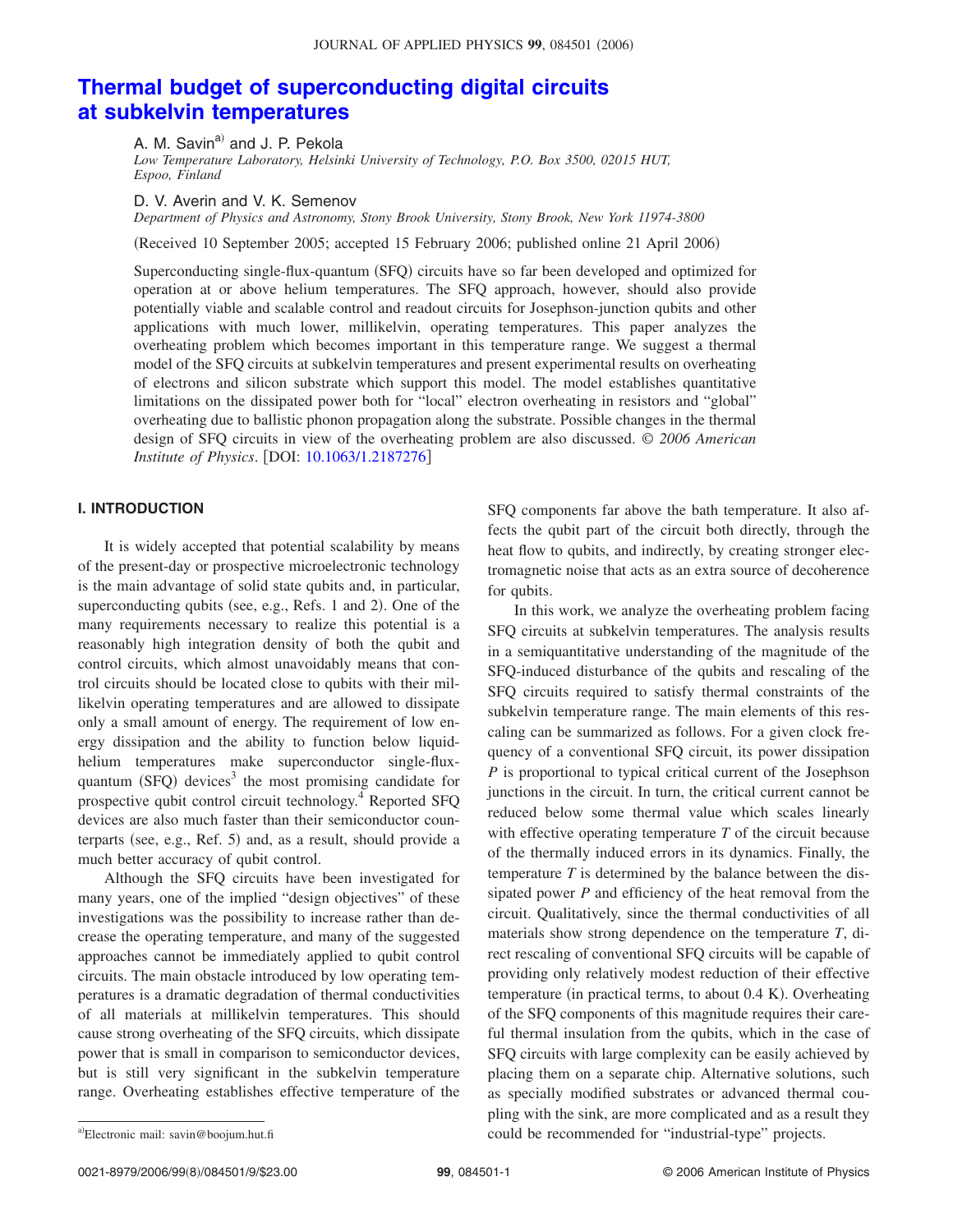# Thermal budget of superconducting digital circuits at subkelvin temperatures

A. M. Savin[a] and J. P. Pekola
*Low Temperature Laboratory, Helsinki University of Technology, P.O. Box 3500, 02015 HUT, Espoo, Finland*

D. V. Averin and V. K. Semenov
*Department of Physics and Astronomy, Stony Brook University, Stony Brook, New York 11974-3800*

(Received 10 September 2005; accepted 15 February 2006; published online 21 April 2006)

Superconducting single-flux-quantum (SFQ) circuits have so far been developed and optimized for operation at or above helium temperatures. The SFQ approach, however, should also provide potentially viable and scalable control and readout circuits for Josephson-junction qubits and other applications with much lower, millikelvin, operating temperatures. This paper analyzes the overheating problem which becomes important in this temperature range. We suggest a thermal model of the SFQ circuits at subkelvin temperatures and present experimental results on overheating of electrons and silicon substrate which support this model. The model establishes quantitative limitations on the dissipated power both for "local" electron overheating in resistors and "global" overheating due to ballistic phonon propagation along the substrate. Possible changes in the thermal design of SFQ circuits in view of the overheating problem are also discussed. © *2006 American Institute of Physics*. [DOI: 10.1063/1.2187276]

## I. INTRODUCTION

It is widely accepted that potential scalability by means of the present-day or prospective microelectronic technology is the main advantage of solid state qubits and, in particular, superconducting qubits (see, e.g., Refs. 1 and 2). One of the many requirements necessary to realize this potential is a reasonably high integration density of both the qubit and control circuits, which almost unavoidably means that control circuits should be located close to qubits with their millikelvin operating temperatures and are allowed to dissipate only a small amount of energy. The requirement of low energy dissipation and the ability to function below liquid-helium temperatures make superconductor single-flux-quantum (SFQ) devices[3] the most promising candidate for prospective qubit control circuit technology.[4] Reported SFQ devices are also much faster than their semiconductor counterparts (see, e.g., Ref. 5) and, as a result, should provide a much better accuracy of qubit control.

Although the SFQ circuits have been investigated for many years, one of the implied "design objectives" of these investigations was the possibility to increase rather than decrease the operating temperature, and many of the suggested approaches cannot be immediately applied to qubit control circuits. The main obstacle introduced by low operating temperatures is a dramatic degradation of thermal conductivities of all materials at millikelvin temperatures. This should cause strong overheating of the SFQ circuits, which dissipate power that is small in comparison to semiconductor devices, but is still very significant in the subkelvin temperature range. Overheating establishes effective temperature of the SFQ components far above the bath temperature. It also affects the qubit part of the circuit both directly, through the heat flow to qubits, and indirectly, by creating stronger electromagnetic noise that acts as an extra source of decoherence for qubits.

In this work, we analyze the overheating problem facing SFQ circuits at subkelvin temperatures. The analysis results in a semiquantitative understanding of the magnitude of the SFQ-induced disturbance of the qubits and rescaling of the SFQ circuits required to satisfy thermal constraints of the subkelvin temperature range. The main elements of this rescaling can be summarized as follows. For a given clock frequency of a conventional SFQ circuit, its power dissipation $P$ is proportional to typical critical current of the Josephson junctions in the circuit. In turn, the critical current cannot be reduced below some thermal value which scales linearly with effective operating temperature $T$ of the circuit because of the thermally induced errors in its dynamics. Finally, the temperature $T$ is determined by the balance between the dissipated power $P$ and efficiency of the heat removal from the circuit. Qualitatively, since the thermal conductivities of all materials show strong dependence on the temperature $T$, direct rescaling of conventional SFQ circuits will be capable of providing only relatively modest reduction of their effective temperature (in practical terms, to about 0.4 K). Overheating of the SFQ components of this magnitude requires their careful thermal insulation from the qubits, which in the case of SFQ circuits with large complexity can be easily achieved by placing them on a separate chip. Alternative solutions, such as specially modified substrates or advanced thermal coupling with the sink, are more complicated and as a result they could be recommended for "industrial-type" projects.

[a]Electronic mail: savin@boojum.hut.fi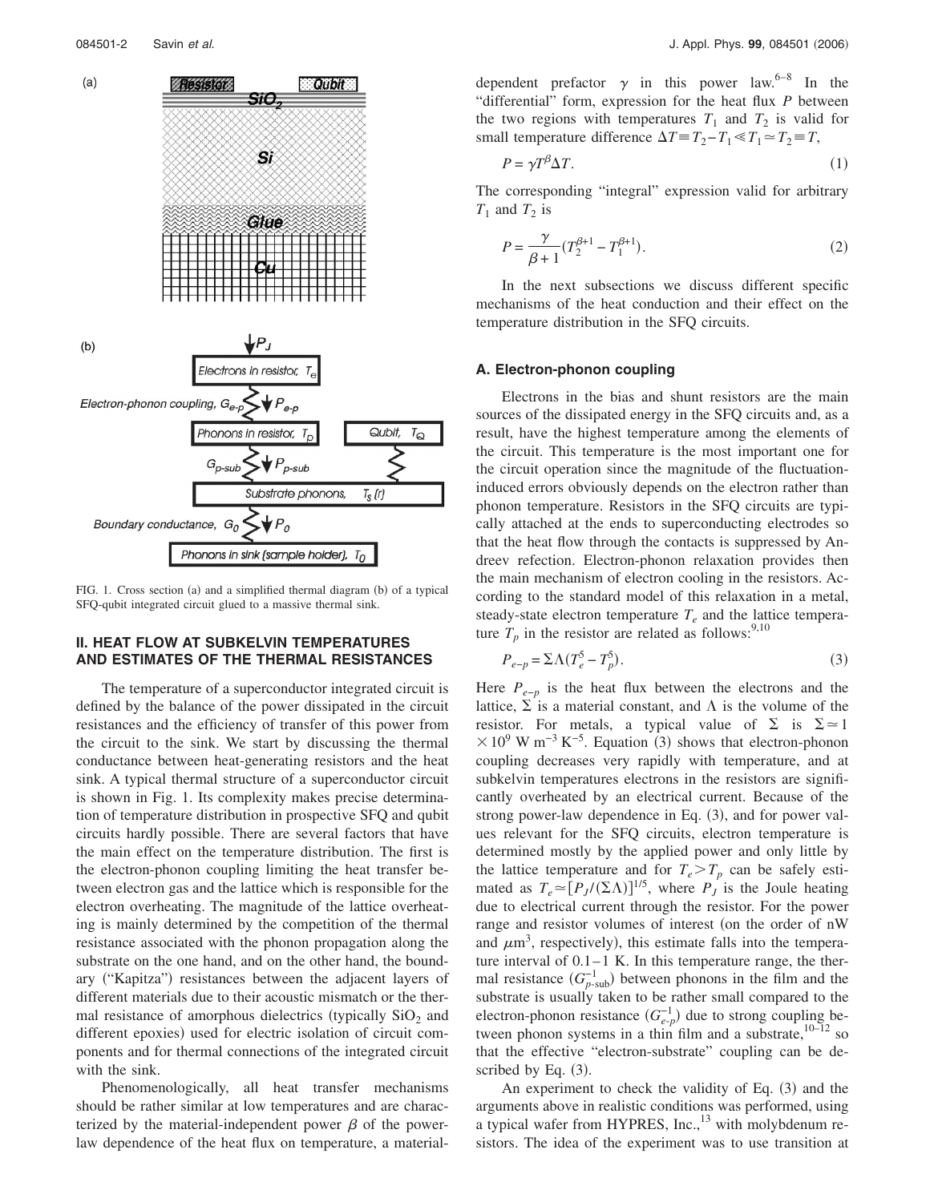FIG. 1. Cross section (a) and a simplified thermal diagram (b) of a typical SFQ-qubit integrated circuit glued to a massive thermal sink.

## II. HEAT FLOW AT SUBKELVIN TEMPERATURES AND ESTIMATES OF THE THERMAL RESISTANCES

The temperature of a superconductor integrated circuit is defined by the balance of the power dissipated in the circuit resistances and the efficiency of transfer of this power from the circuit to the sink. We start by discussing the thermal conductance between heat-generating resistors and the heat sink. A typical thermal structure of a superconductor circuit is shown in Fig. 1. Its complexity makes precise determination of temperature distribution in prospective SFQ and qubit circuits hardly possible. There are several factors that have the main effect on the temperature distribution. The first is the electron-phonon coupling limiting the heat transfer between electron gas and the lattice which is responsible for the electron overheating. The magnitude of the lattice overheating is mainly determined by the competition of the thermal resistance associated with the phonon propagation along the substrate on the one hand, and on the other hand, the boundary ("Kapitza") resistances between the adjacent layers of different materials due to their acoustic mismatch or the thermal resistance of amorphous dielectrics (typically $SiO_2$ and different epoxies) used for electric isolation of circuit components and for thermal connections of the integrated circuit with the sink.

Phenomenologically, all heat transfer mechanisms should be rather similar at low temperatures and are characterized by the material-independent power $\beta$ of the power-law dependence of the heat flux on temperature, a material-dependent prefactor $\gamma$ in this power law.[6–8] In the "differential" form, expression for the heat flux $P$ between the two regions with temperatures $T_1$ and $T_2$ is valid for small temperature difference $\Delta T \equiv T_2 - T_1 \ll T_1 \simeq T_2 \equiv T$,

$$P = \gamma T^{\beta} \Delta T. \tag{1}$$

The corresponding "integral" expression valid for arbitrary $T_1$ and $T_2$ is

$$P = \frac{\gamma}{\beta + 1}(T_2^{\beta+1} - T_1^{\beta+1}). \tag{2}$$

In the next subsections we discuss different specific mechanisms of the heat conduction and their effect on the temperature distribution in the SFQ circuits.

### A. Electron-phonon coupling

Electrons in the bias and shunt resistors are the main sources of the dissipated energy in the SFQ circuits and, as a result, have the highest temperature among the elements of the circuit. This temperature is the most important one for the circuit operation since the magnitude of the fluctuation-induced errors obviously depends on the electron rather than phonon temperature. Resistors in the SFQ circuits are typically attached at the ends to superconducting electrodes so that the heat flow through the contacts is suppressed by Andreev refection. Electron-phonon relaxation provides then the main mechanism of electron cooling in the resistors. According to the standard model of this relaxation in a metal, steady-state electron temperature $T_e$ and the lattice temperature $T_p$ in the resistor are related as follows:[9,10]

$$P_{e-p} = \Sigma \Lambda (T_e^5 - T_p^5). \tag{3}$$

Here $P_{e-p}$ is the heat flux between the electrons and the lattice, $\Sigma$ is a material constant, and $\Lambda$ is the volume of the resistor. For metals, a typical value of $\Sigma$ is $\Sigma \simeq 1 \times 10^9$ W m$^{-3}$ K$^{-5}$. Equation (3) shows that electron-phonon coupling decreases very rapidly with temperature, and at subkelvin temperatures electrons in the resistors are significantly overheated by an electrical current. Because of the strong power-law dependence in Eq. (3), and for power values relevant for the SFQ circuits, electron temperature is determined mostly by the applied power and only little by the lattice temperature and for $T_e > T_p$ can be safely estimated as $T_e \simeq [P_J/(\Sigma\Lambda)]^{1/5}$, where $P_J$ is the Joule heating due to electrical current through the resistor. For the power range and resistor volumes of interest (on the order of nW and $\mu m^3$, respectively), this estimate falls into the temperature interval of 0.1–1 K. In this temperature range, the thermal resistance ($G_{p\text{-sub}}^{-1}$) between phonons in the film and the substrate is usually taken to be rather small compared to the electron-phonon resistance ($G_{e\text{-}p}^{-1}$) due to strong coupling between phonon systems in a thin film and a substrate,[10–12] so that the effective "electron-substrate" coupling can be described by Eq. (3).

An experiment to check the validity of Eq. (3) and the arguments above in realistic conditions was performed, using a typical wafer from HYPRES, Inc.,[13] with molybdenum resistors. The idea of the experiment was to use transition at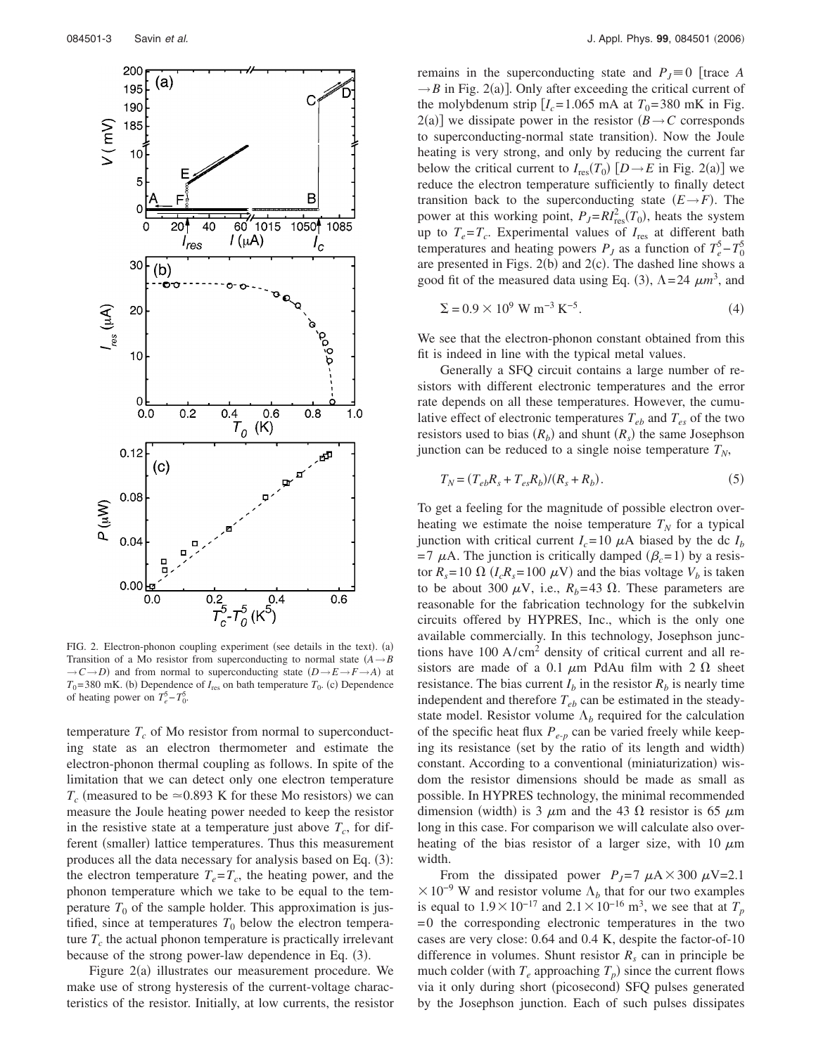FIG. 2. Electron-phonon coupling experiment (see details in the text). (a) Transition of a Mo resistor from superconducting to normal state ($A \rightarrow B \rightarrow C \rightarrow D$) and from normal to superconducting state ($D \rightarrow E \rightarrow F \rightarrow A$) at $T_0$=380 mK. (b) Dependence of $I_{res}$ on bath temperature $T_0$. (c) Dependence of heating power on $T_e^5 - T_0^5$.

temperature $T_c$ of Mo resistor from normal to superconducting state as an electron thermometer and estimate the electron-phonon thermal coupling as follows. In spite of the limitation that we can detect only one electron temperature $T_c$ (measured to be $\simeq$0.893 K for these Mo resistors) we can measure the Joule heating power needed to keep the resistor in the resistive state at a temperature just above $T_c$, for different (smaller) lattice temperatures. Thus this measurement produces all the data necessary for analysis based on Eq. (3): the electron temperature $T_e = T_c$, the heating power, and the phonon temperature which we take to be equal to the temperature $T_0$ of the sample holder. This approximation is justified, since at temperatures $T_0$ below the electron temperature $T_c$ the actual phonon temperature is practically irrelevant because of the strong power-law dependence in Eq. (3).

Figure 2(a) illustrates our measurement procedure. We make use of strong hysteresis of the current-voltage characteristics of the resistor. Initially, at low currents, the resistor remains in the superconducting state and $P_J \equiv 0$ [trace $A \rightarrow B$ in Fig. 2(a)]. Only after exceeding the critical current of the molybdenum strip [$I_c$=1.065 mA at $T_0$=380 mK in Fig. 2(a)] we dissipate power in the resistor ($B \rightarrow C$ corresponds to superconducting-normal state transition). Now the Joule heating is very strong, and only by reducing the current far below the critical current to $I_{res}(T_0)$ [$D \rightarrow E$ in Fig. 2(a)] we reduce the electron temperature sufficiently to finally detect transition back to the superconducting state ($E \rightarrow F$). The power at this working point, $P_J = RI_{res}^2(T_0)$, heats the system up to $T_e = T_c$. Experimental values of $I_{res}$ at different bath temperatures and heating powers $P_J$ as a function of $T_e^5 - T_0^5$ are presented in Figs. 2(b) and 2(c). The dashed line shows a good fit of the measured data using Eq. (3), $\Lambda = 24\ \mu m^3$, and

$$\Sigma = 0.9 \times 10^9\ \mathrm{W\ m^{-3}\ K^{-5}}. \tag{4}$$

We see that the electron-phonon constant obtained from this fit is indeed in line with the typical metal values.

Generally a SFQ circuit contains a large number of resistors with different electronic temperatures and the error rate depends on all these temperatures. However, the cumulative effect of electronic temperatures $T_{eb}$ and $T_{es}$ of the two resistors used to bias ($R_b$) and shunt ($R_s$) the same Josephson junction can be reduced to a single noise temperature $T_N$,

$$T_N = (T_{eb}R_s + T_{es}R_b)/(R_s + R_b). \tag{5}$$

To get a feeling for the magnitude of possible electron overheating we estimate the noise temperature $T_N$ for a typical junction with critical current $I_c$=10 $\mu$A biased by the dc $I_b$ =7 $\mu$A. The junction is critically damped ($\beta_c$=1) by a resistor $R_s$=10 $\Omega$ ($I_c R_s$=100 $\mu$V) and the bias voltage $V_b$ is taken to be about 300 $\mu$V, i.e., $R_b$=43 $\Omega$. These parameters are reasonable for the fabrication technology for the subkelvin circuits offered by HYPRES, Inc., which is the only one available commercially. In this technology, Josephson junctions have 100 A/cm$^2$ density of critical current and all resistors are made of a 0.1 $\mu$m PdAu film with 2 $\Omega$ sheet resistance. The bias current $I_b$ in the resistor $R_b$ is nearly time independent and therefore $T_{eb}$ can be estimated in the steady-state model. Resistor volume $\Lambda_b$ required for the calculation of the specific heat flux $P_{e\text{-}p}$ can be varied freely while keeping its resistance (set by the ratio of its length and width) constant. According to a conventional (miniaturization) wisdom the resistor dimensions should be made as small as possible. In HYPRES technology, the minimal recommended dimension (width) is 3 $\mu$m and the 43 $\Omega$ resistor is 65 $\mu$m long in this case. For comparison we will calculate also overheating of the bias resistor of a larger size, with 10 $\mu$m width.

From the dissipated power $P_J$=7 $\mu$A$\times$300 $\mu$V=2.1 $\times 10^{-9}$ W and resistor volume $\Lambda_b$ that for our two examples is equal to $1.9\times10^{-17}$ and $2.1\times10^{-16}$ m$^3$, we see that at $T_p$ =0 the corresponding electronic temperatures in the two cases are very close: 0.64 and 0.4 K, despite the factor-of-10 difference in volumes. Shunt resistor $R_s$ can in principle be much colder (with $T_e$ approaching $T_p$) since the current flows via it only during short (picosecond) SFQ pulses generated by the Josephson junction. Each of such pulses dissipates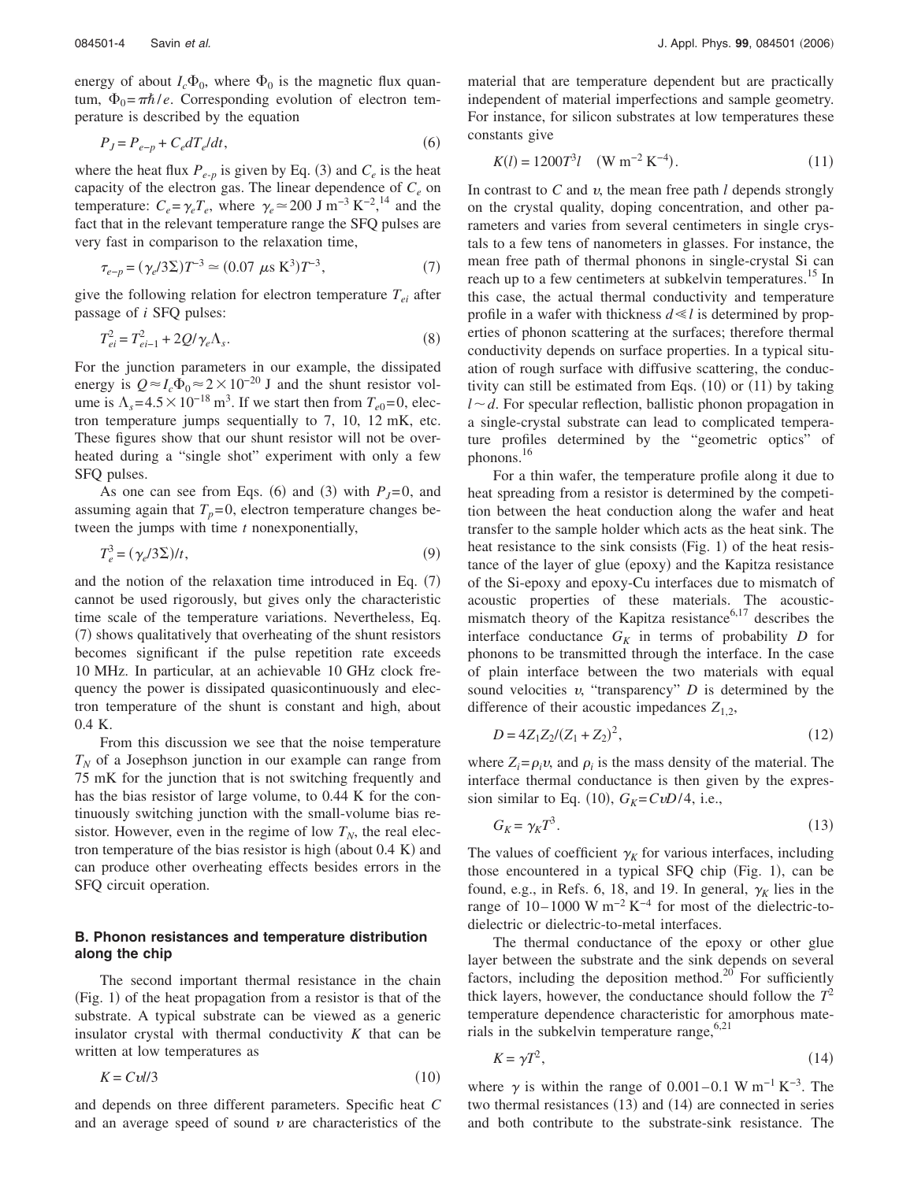energy of about $I_c\Phi_0$, where $\Phi_0$ is the magnetic flux quantum, $\Phi_0 = \pi\hbar/e$. Corresponding evolution of electron temperature is described by the equation

$$P_J = P_{e-p} + C_e dT_e/dt, \tag{6}$$

where the heat flux $P_{e-p}$ is given by Eq. (3) and $C_e$ is the heat capacity of the electron gas. The linear dependence of $C_e$ on temperature: $C_e = \gamma_e T_e$, where $\gamma_e \simeq 200$ J m$^{-3}$ K$^{-2}$,[14] and the fact that in the relevant temperature range the SFQ pulses are very fast in comparison to the relaxation time,

$$\tau_{e-p} = (\gamma_e/3\Sigma)T^{-3} \simeq (0.07\ \mu\text{s K}^3)T^{-3}, \tag{7}$$

give the following relation for electron temperature $T_{ei}$ after passage of $i$ SFQ pulses:

$$T_{ei}^2 = T_{ei-1}^2 + 2Q/\gamma_e\Lambda_s. \tag{8}$$

For the junction parameters in our example, the dissipated energy is $Q \approx I_c\Phi_0 \approx 2\times10^{-20}$ J and the shunt resistor volume is $\Lambda_s = 4.5\times10^{-18}$ m$^3$. If we start then from $T_{e0} = 0$, electron temperature jumps sequentially to 7, 10, 12 mK, etc. These figures show that our shunt resistor will not be overheated during a "single shot" experiment with only a few SFQ pulses.

As one can see from Eqs. (6) and (3) with $P_J = 0$, and assuming again that $T_p = 0$, electron temperature changes between the jumps with time $t$ nonexponentially,

$$T_e^3 = (\gamma_e/3\Sigma)/t, \tag{9}$$

and the notion of the relaxation time introduced in Eq. (7) cannot be used rigorously, but gives only the characteristic time scale of the temperature variations. Nevertheless, Eq. (7) shows qualitatively that overheating of the shunt resistors becomes significant if the pulse repetition rate exceeds 10 MHz. In particular, at an achievable 10 GHz clock frequency the power is dissipated quasicontinuously and electron temperature of the shunt is constant and high, about 0.4 K.

From this discussion we see that the noise temperature $T_N$ of a Josephson junction in our example can range from 75 mK for the junction that is not switching frequently and has the bias resistor of large volume, to 0.44 K for the continuously switching junction with the small-volume bias resistor. However, even in the regime of low $T_N$, the real electron temperature of the bias resistor is high (about 0.4 K) and can produce other overheating effects besides errors in the SFQ circuit operation.

### B. Phonon resistances and temperature distribution along the chip

The second important thermal resistance in the chain (Fig. 1) of the heat propagation from a resistor is that of the substrate. A typical substrate can be viewed as a generic insulator crystal with thermal conductivity $K$ that can be written at low temperatures as

$$K = Cvl/3 \tag{10}$$

and depends on three different parameters. Specific heat $C$ and an average speed of sound $v$ are characteristics of the material that are temperature dependent but are practically independent of material imperfections and sample geometry. For instance, for silicon substrates at low temperatures these constants give

$$K(l) = 1200T^3 l \quad (\text{W m}^{-2}\,\text{K}^{-4}). \tag{11}$$

In contrast to $C$ and $v$, the mean free path $l$ depends strongly on the crystal quality, doping concentration, and other parameters and varies from several centimeters in single crystals to a few tens of nanometers in glasses. For instance, the mean free path of thermal phonons in single-crystal Si can reach up to a few centimeters at subkelvin temperatures.[15] In this case, the actual thermal conductivity and temperature profile in a wafer with thickness $d \ll l$ is determined by properties of phonon scattering at the surfaces; therefore thermal conductivity depends on surface properties. In a typical situation of rough surface with diffusive scattering, the conductivity can still be estimated from Eqs. (10) or (11) by taking $l \sim d$. For specular reflection, ballistic phonon propagation in a single-crystal substrate can lead to complicated temperature profiles determined by the "geometric optics" of phonons.[16]

For a thin wafer, the temperature profile along it due to heat spreading from a resistor is determined by the competition between the heat conduction along the wafer and heat transfer to the sample holder which acts as the heat sink. The heat resistance to the sink consists (Fig. 1) of the heat resistance of the layer of glue (epoxy) and the Kapitza resistance of the Si-epoxy and epoxy-Cu interfaces due to mismatch of acoustic properties of these materials. The acoustic-mismatch theory of the Kapitza resistance[6,17] describes the interface conductance $G_K$ in terms of probability $D$ for phonons to be transmitted through the interface. In the case of plain interface between the two materials with equal sound velocities $v$, "transparency" $D$ is determined by the difference of their acoustic impedances $Z_{1,2}$,

$$D = 4Z_1Z_2/(Z_1+Z_2)^2, \tag{12}$$

where $Z_i = \rho_i v$, and $\rho_i$ is the mass density of the material. The interface thermal conductance is then given by the expression similar to Eq. (10), $G_K = CvD/4$, i.e.,

$$G_K = \gamma_K T^3. \tag{13}$$

The values of coefficient $\gamma_K$ for various interfaces, including those encountered in a typical SFQ chip (Fig. 1), can be found, e.g., in Refs. 6, 18, and 19. In general, $\gamma_K$ lies in the range of 10–1000 W m$^{-2}$ K$^{-4}$ for most of the dielectric-to-dielectric or dielectric-to-metal interfaces.

The thermal conductance of the epoxy or other glue layer between the substrate and the sink depends on several factors, including the deposition method.[20] For sufficiently thick layers, however, the conductance should follow the $T^2$ temperature dependence characteristic for amorphous materials in the subkelvin temperature range,[6,21]

$$K = \gamma T^2, \tag{14}$$

where $\gamma$ is within the range of 0.001–0.1 W m$^{-1}$ K$^{-3}$. The two thermal resistances (13) and (14) are connected in series and both contribute to the substrate-sink resistance. The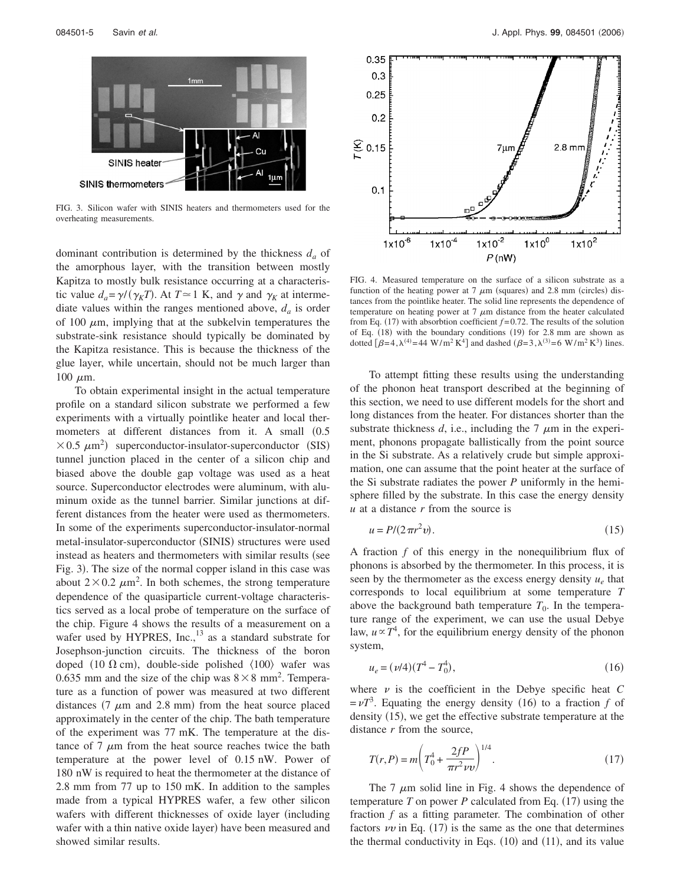FIG. 3. Silicon wafer with SINIS heaters and thermometers used for the overheating measurements.

dominant contribution is determined by the thickness $d_a$ of the amorphous layer, with the transition between mostly Kapitza to mostly bulk resistance occurring at a characteristic value $d_a = \gamma/(\gamma_K T)$. At $T \simeq 1$ K, and $\gamma$ and $\gamma_K$ at intermediate values within the ranges mentioned above, $d_a$ is order of 100 $\mu$m, implying that at the subkelvin temperatures the substrate-sink resistance should typically be dominated by the Kapitza resistance. This is because the thickness of the glue layer, while uncertain, should not be much larger than 100 $\mu$m.

To obtain experimental insight in the actual temperature profile on a standard silicon substrate we performed a few experiments with a virtually pointlike heater and local thermometers at different distances from it. A small $(0.5 \times 0.5\ \mu\mathrm{m}^2)$ superconductor-insulator-superconductor (SIS) tunnel junction placed in the center of a silicon chip and biased above the double gap voltage was used as a heat source. Superconductor electrodes were aluminum, with aluminum oxide as the tunnel barrier. Similar junctions at different distances from the heater were used as thermometers. In some of the experiments superconductor-insulator-normal metal-insulator-superconductor (SINIS) structures were used instead as heaters and thermometers with similar results (see Fig. 3). The size of the normal copper island in this case was about $2 \times 0.2\ \mu\mathrm{m}^2$. In both schemes, the strong temperature dependence of the quasiparticle current-voltage characteristics served as a local probe of temperature on the surface of the chip. Figure 4 shows the results of a measurement on a wafer used by HYPRES, Inc.,[13] as a standard substrate for Josephson-junction circuits. The thickness of the boron doped $(10\ \Omega\,\mathrm{cm})$, double-side polished $\langle 100 \rangle$ wafer was 0.635 mm and the size of the chip was $8 \times 8\ \mathrm{mm}^2$. Temperature as a function of power was measured at two different distances (7 $\mu$m and 2.8 mm) from the heat source placed approximately in the center of the chip. The bath temperature of the experiment was 77 mK. The temperature at the distance of 7 $\mu$m from the heat source reaches twice the bath temperature at the power level of 0.15 nW. Power of 180 nW is required to heat the thermometer at the distance of 2.8 mm from 77 up to 150 mK. In addition to the samples made from a typical HYPRES wafer, a few other silicon wafers with different thicknesses of oxide layer (including wafer with a thin native oxide layer) have been measured and showed similar results.

FIG. 4. Measured temperature on the surface of a silicon substrate as a function of the heating power at 7 $\mu$m (squares) and 2.8 mm (circles) distances from the pointlike heater. The solid line represents the dependence of temperature on heating power at 7 $\mu$m distance from the heater calculated from Eq. (17) with absorbtion coefficient $f = 0.72$. The results of the solution of Eq. (18) with the boundary conditions (19) for 2.8 mm are shown as dotted $[\beta = 4, \lambda^{(4)} = 44\ \mathrm{W/m^2\,K^4}]$ and dashed $(\beta = 3, \lambda^{(3)} = 6\ \mathrm{W/m^2\,K^3})$ lines.

To attempt fitting these results using the understanding of the phonon heat transport described at the beginning of this section, we need to use different models for the short and long distances from the heater. For distances shorter than the substrate thickness $d$, i.e., including the 7 $\mu$m in the experiment, phonons propagate ballistically from the point source in the Si substrate. As a relatively crude but simple approximation, one can assume that the point heater at the surface of the Si substrate radiates the power $P$ uniformly in the hemisphere filled by the substrate. In this case the energy density $u$ at a distance $r$ from the source is

$$u = P/(2\pi r^2 v). \tag{15}$$

A fraction $f$ of this energy in the nonequilibrium flux of phonons is absorbed by the thermometer. In this process, it is seen by the thermometer as the excess energy density $u_e$ that corresponds to local equilibrium at some temperature $T$ above the background bath temperature $T_0$. In the temperature range of the experiment, we can use the usual Debye law, $u \propto T^4$, for the equilibrium energy density of the phonon system,

$$u_e = (\nu/4)(T^4 - T_0^4), \tag{16}$$

where $\nu$ is the coefficient in the Debye specific heat $C = \nu T^3$. Equating the energy density (16) to a fraction $f$ of density (15), we get the effective substrate temperature at the distance $r$ from the source,

$$T(r,P) = m\left(T_0^4 + \frac{2fP}{\pi r^2 \nu v}\right)^{1/4}. \tag{17}$$

The 7 $\mu$m solid line in Fig. 4 shows the dependence of temperature $T$ on power $P$ calculated from Eq. (17) using the fraction $f$ as a fitting parameter. The combination of other factors $\nu v$ in Eq. (17) is the same as the one that determines the thermal conductivity in Eqs. (10) and (11), and its value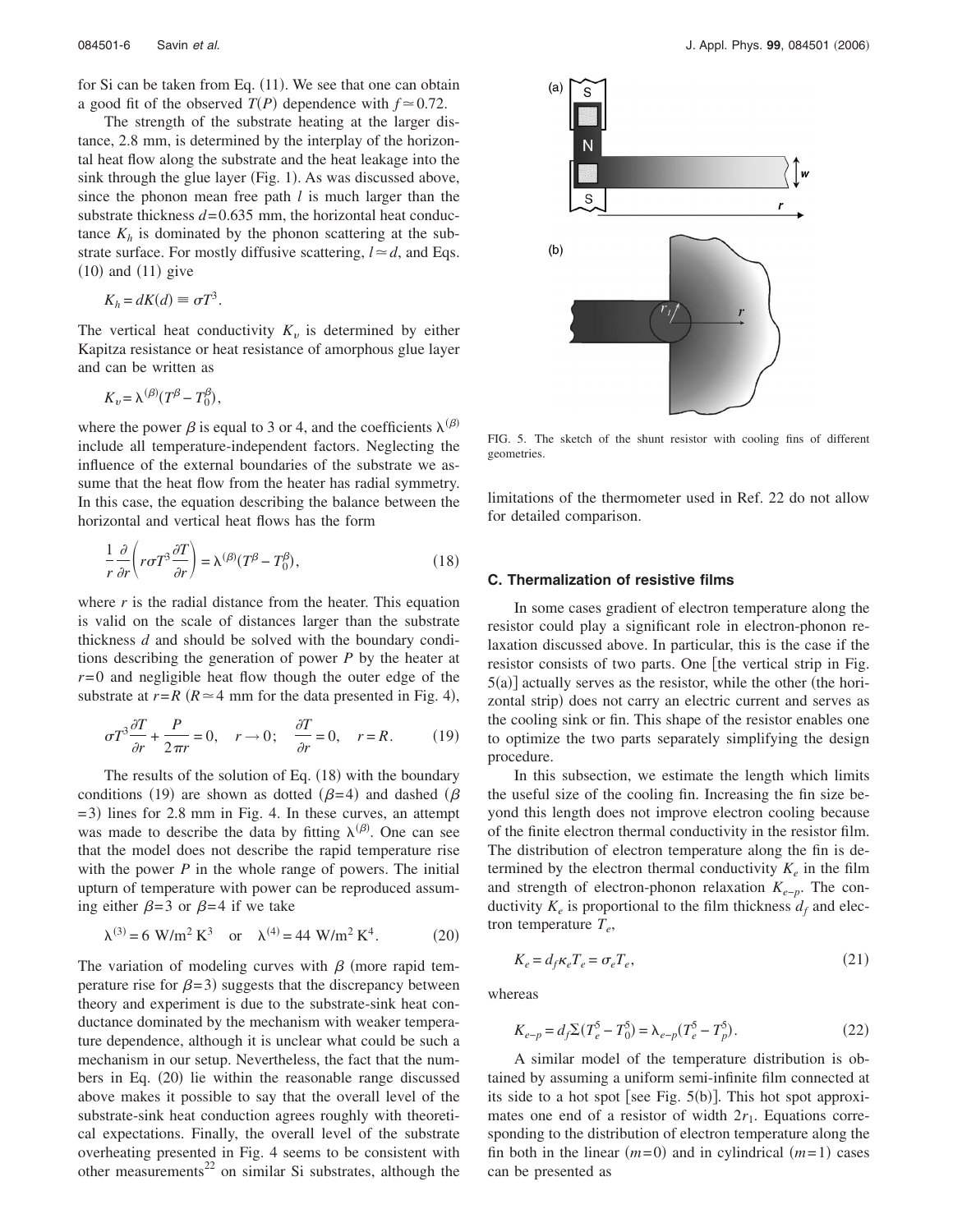for Si can be taken from Eq. (11). We see that one can obtain a good fit of the observed $T(P)$ dependence with $f \simeq 0.72$.

The strength of the substrate heating at the larger distance, 2.8 mm, is determined by the interplay of the horizontal heat flow along the substrate and the heat leakage into the sink through the glue layer (Fig. 1). As was discussed above, since the phonon mean free path $l$ is much larger than the substrate thickness $d = 0.635$ mm, the horizontal heat conductance $K_h$ is dominated by the phonon scattering at the substrate surface. For mostly diffusive scattering, $l \simeq d$, and Eqs. (10) and (11) give

$$K_h = dK(d) \equiv \sigma T^3.$$

The vertical heat conductivity $K_v$ is determined by either Kapitza resistance or heat resistance of amorphous glue layer and can be written as

$$K_v = \lambda^{(\beta)}(T^\beta - T_0^\beta),$$

where the power $\beta$ is equal to 3 or 4, and the coefficients $\lambda^{(\beta)}$ include all temperature-independent factors. Neglecting the influence of the external boundaries of the substrate we assume that the heat flow from the heater has radial symmetry. In this case, the equation describing the balance between the horizontal and vertical heat flows has the form

$$\frac{1}{r}\frac{\partial}{\partial r}\left(r\sigma T^3 \frac{\partial T}{\partial r}\right) = \lambda^{(\beta)}(T^\beta - T_0^\beta), \tag{18}$$

where $r$ is the radial distance from the heater. This equation is valid on the scale of distances larger than the substrate thickness $d$ and should be solved with the boundary conditions describing the generation of power $P$ by the heater at $r=0$ and negligible heat flow though the outer edge of the substrate at $r=R$ ($R \simeq 4$ mm for the data presented in Fig. 4),

$$\sigma T^3 \frac{\partial T}{\partial r} + \frac{P}{2\pi r} = 0, \quad r \to 0; \quad \frac{\partial T}{\partial r} = 0, \quad r = R. \tag{19}$$

The results of the solution of Eq. (18) with the boundary conditions (19) are shown as dotted ($\beta=4$) and dashed ($\beta=3$) lines for 2.8 mm in Fig. 4. In these curves, an attempt was made to describe the data by fitting $\lambda^{(\beta)}$. One can see that the model does not describe the rapid temperature rise with the power $P$ in the whole range of powers. The initial upturn of temperature with power can be reproduced assuming either $\beta=3$ or $\beta=4$ if we take

$$\lambda^{(3)} = 6 \text{ W/m}^2\text{ K}^3 \quad \text{or} \quad \lambda^{(4)} = 44 \text{ W/m}^2\text{ K}^4. \tag{20}$$

The variation of modeling curves with $\beta$ (more rapid temperature rise for $\beta=3$) suggests that the discrepancy between theory and experiment is due to the substrate-sink heat conductance dominated by the mechanism with weaker temperature dependence, although it is unclear what could be such a mechanism in our setup. Nevertheless, the fact that the numbers in Eq. (20) lie within the reasonable range discussed above makes it possible to say that the overall level of the substrate-sink heat conduction agrees roughly with theoretical expectations. Finally, the overall level of the substrate overheating presented in Fig. 4 seems to be consistent with other measurements[22] on similar Si substrates, although the limitations of the thermometer used in Ref. 22 do not allow for detailed comparison.

FIG. 5. The sketch of the shunt resistor with cooling fins of different geometries.

### C. Thermalization of resistive films

In some cases gradient of electron temperature along the resistor could play a significant role in electron-phonon relaxation discussed above. In particular, this is the case if the resistor consists of two parts. One [the vertical strip in Fig. 5(a)] actually serves as the resistor, while the other (the horizontal strip) does not carry an electric current and serves as the cooling sink or fin. This shape of the resistor enables one to optimize the two parts separately simplifying the design procedure.

In this subsection, we estimate the length which limits the useful size of the cooling fin. Increasing the fin size beyond this length does not improve electron cooling because of the finite electron thermal conductivity in the resistor film. The distribution of electron temperature along the fin is determined by the electron thermal conductivity $K_e$ in the film and strength of electron-phonon relaxation $K_{e-p}$. The conductivity $K_e$ is proportional to the film thickness $d_f$ and electron temperature $T_e$,

$$K_e = d_f \kappa_e T_e = \sigma_e T_e, \tag{21}$$

whereas

$$K_{e-p} = d_f \Sigma (T_e^5 - T_0^5) = \lambda_{e-p}(T_e^5 - T_p^5). \tag{22}$$

A similar model of the temperature distribution is obtained by assuming a uniform semi-infinite film connected at its side to a hot spot [see Fig. 5(b)]. This hot spot approximates one end of a resistor of width $2r_1$. Equations corresponding to the distribution of electron temperature along the fin both in the linear ($m=0$) and in cylindrical ($m=1$) cases can be presented as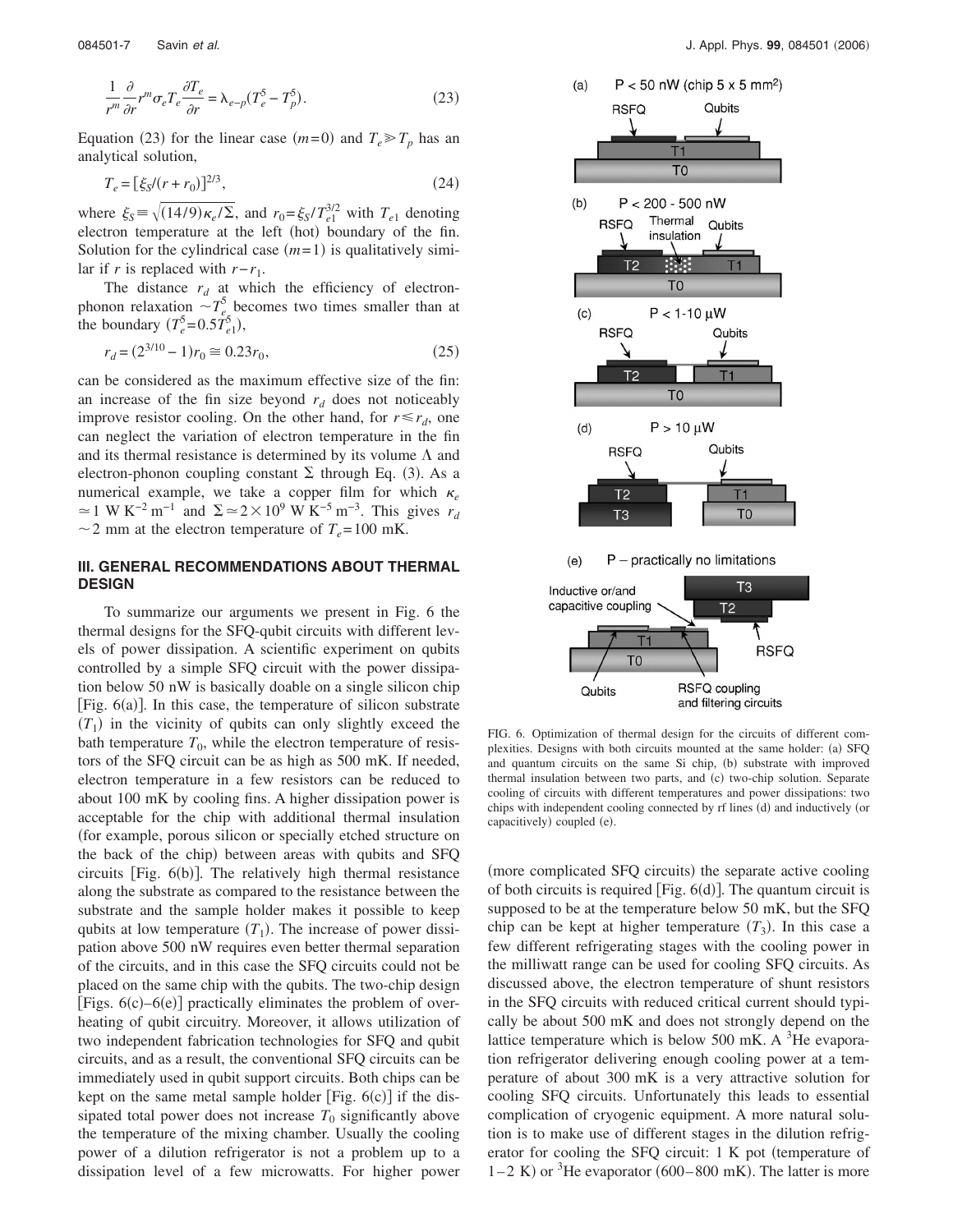$$\frac{1}{r^m}\frac{\partial}{\partial r}r^m \sigma_e T_e \frac{\partial T_e}{\partial r} = \lambda_{e-p}(T_e^5 - T_p^5). \tag{23}$$

Equation (23) for the linear case ($m=0$) and $T_e \gg T_p$ has an analytical solution,

$$T_e = [\xi_S/(r+r_0)]^{2/3}, \tag{24}$$

where $\xi_S \equiv \sqrt{(14/9)\kappa_e/\Sigma}$, and $r_0 = \xi_S/T_{e1}^{3/2}$ with $T_{e1}$ denoting electron temperature at the left (hot) boundary of the fin. Solution for the cylindrical case ($m=1$) is qualitatively similar if $r$ is replaced with $r-r_1$.

The distance $r_d$ at which the efficiency of electron-phonon relaxation $\sim T_e^5$ becomes two times smaller than at the boundary ($T_e^5 = 0.5 T_{e1}^5$),

$$r_d = (2^{3/10} - 1)r_0 \cong 0.23 r_0, \tag{25}$$

can be considered as the maximum effective size of the fin: an increase of the fin size beyond $r_d$ does not noticeably improve resistor cooling. On the other hand, for $r \leqslant r_d$, one can neglect the variation of electron temperature in the fin and its thermal resistance is determined by its volume $\Lambda$ and electron-phonon coupling constant $\Sigma$ through Eq. (3). As a numerical example, we take a copper film for which $\kappa_e \simeq 1$ W K$^{-2}$ m$^{-1}$ and $\Sigma \simeq 2 \times 10^9$ W K$^{-5}$ m$^{-3}$. This gives $r_d \sim 2$ mm at the electron temperature of $T_e = 100$ mK.

## III. GENERAL RECOMMENDATIONS ABOUT THERMAL DESIGN

To summarize our arguments we present in Fig. 6 the thermal designs for the SFQ-qubit circuits with different levels of power dissipation. A scientific experiment on qubits controlled by a simple SFQ circuit with the power dissipation below 50 nW is basically doable on a single silicon chip [Fig. 6(a)]. In this case, the temperature of silicon substrate ($T_1$) in the vicinity of qubits can only slightly exceed the bath temperature $T_0$, while the electron temperature of resistors of the SFQ circuit can be as high as 500 mK. If needed, electron temperature in a few resistors can be reduced to about 100 mK by cooling fins. A higher dissipation power is acceptable for the chip with additional thermal insulation (for example, porous silicon or specially etched structure on the back of the chip) between areas with qubits and SFQ circuits [Fig. 6(b)]. The relatively high thermal resistance along the substrate as compared to the resistance between the substrate and the sample holder makes it possible to keep qubits at low temperature ($T_1$). The increase of power dissipation above 500 nW requires even better thermal separation of the circuits, and in this case the SFQ circuits could not be placed on the same chip with the qubits. The two-chip design [Figs. 6(c)–6(e)] practically eliminates the problem of overheating of qubit circuitry. Moreover, it allows utilization of two independent fabrication technologies for SFQ and qubit circuits, and as a result, the conventional SFQ circuits can be immediately used in qubit support circuits. Both chips can be kept on the same metal sample holder [Fig. 6(c)] if the dissipated total power does not increase $T_0$ significantly above the temperature of the mixing chamber. Usually the cooling power of a dilution refrigerator is not a problem up to a dissipation level of a few microwatts. For higher power (more complicated SFQ circuits) the separate active cooling of both circuits is required [Fig. 6(d)]. The quantum circuit is supposed to be at the temperature below 50 mK, but the SFQ chip can be kept at higher temperature ($T_3$). In this case a few different refrigerating stages with the cooling power in the milliwatt range can be used for cooling SFQ circuits. As discussed above, the electron temperature of shunt resistors in the SFQ circuits with reduced critical current should typically be about 500 mK and does not strongly depend on the lattice temperature which is below 500 mK. A $^3$He evaporation refrigerator delivering enough cooling power at a temperature of about 300 mK is a very attractive solution for cooling SFQ circuits. Unfortunately this leads to essential complication of cryogenic equipment. A more natural solution is to make use of different stages in the dilution refrigerator for cooling the SFQ circuit: 1 K pot (temperature of 1–2 K) or $^3$He evaporator (600–800 mK). The latter is more

FIG. 6. Optimization of thermal design for the circuits of different complexities. Designs with both circuits mounted at the same holder: (a) SFQ and quantum circuits on the same Si chip, (b) substrate with improved thermal insulation between two parts, and (c) two-chip solution. Separate cooling of circuits with different temperatures and power dissipations: two chips with independent cooling connected by rf lines (d) and inductively (or capacitively) coupled (e).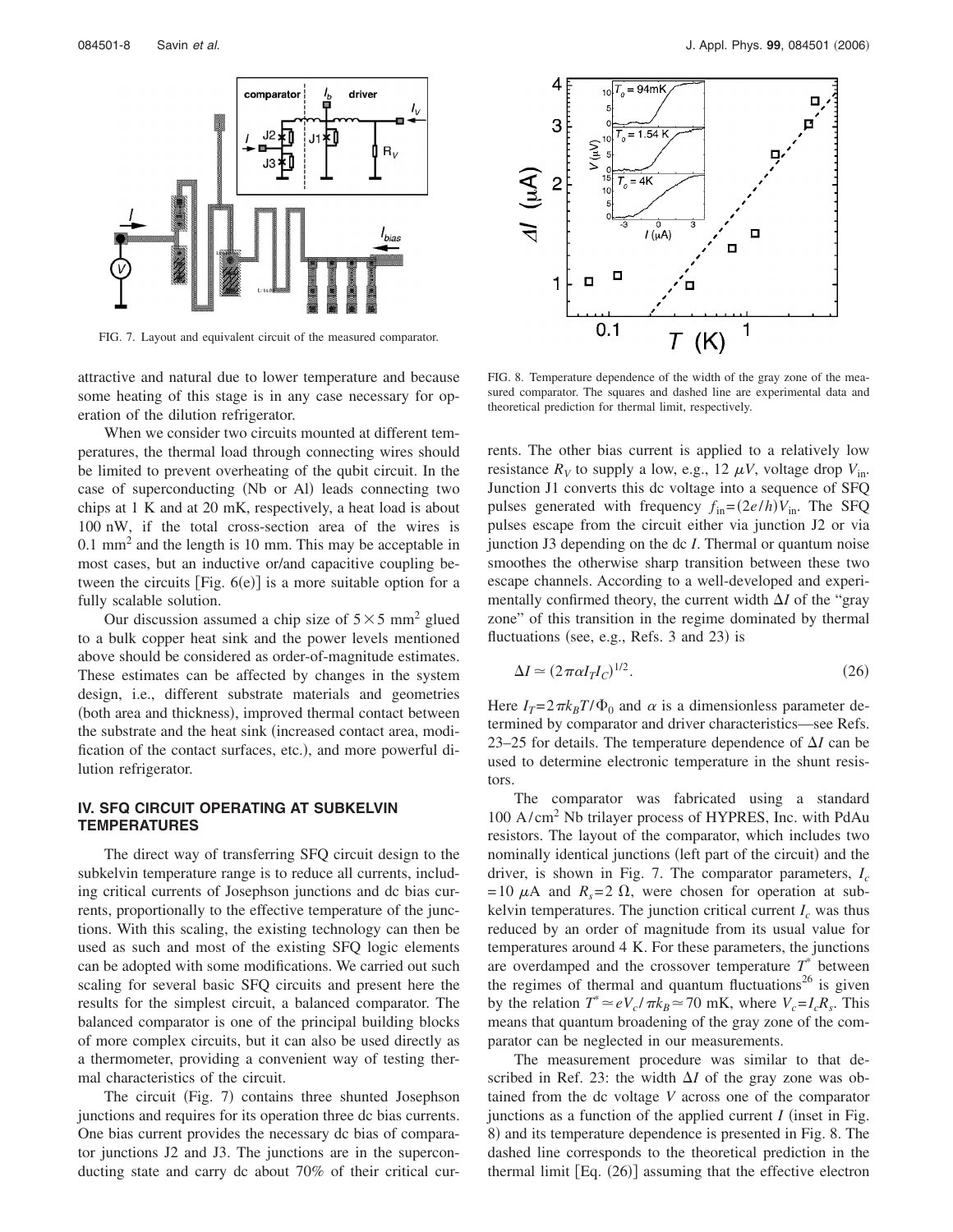FIG. 7. Layout and equivalent circuit of the measured comparator.

attractive and natural due to lower temperature and because some heating of this stage is in any case necessary for operation of the dilution refrigerator.

When we consider two circuits mounted at different temperatures, the thermal load through connecting wires should be limited to prevent overheating of the qubit circuit. In the case of superconducting (Nb or Al) leads connecting two chips at 1 K and at 20 mK, respectively, a heat load is about 100 nW, if the total cross-section area of the wires is 0.1 mm$^2$ and the length is 10 mm. This may be acceptable in most cases, but an inductive or/and capacitive coupling between the circuits [Fig. 6(e)] is a more suitable option for a fully scalable solution.

Our discussion assumed a chip size of $5\times5$ mm$^2$ glued to a bulk copper heat sink and the power levels mentioned above should be considered as order-of-magnitude estimates. These estimates can be affected by changes in the system design, i.e., different substrate materials and geometries (both area and thickness), improved thermal contact between the substrate and the heat sink (increased contact area, modification of the contact surfaces, etc.), and more powerful dilution refrigerator.

## IV. SFQ CIRCUIT OPERATING AT SUBKELVIN TEMPERATURES

The direct way of transferring SFQ circuit design to the subkelvin temperature range is to reduce all currents, including critical currents of Josephson junctions and dc bias currents, proportionally to the effective temperature of the junctions. With this scaling, the existing technology can then be used as such and most of the existing SFQ logic elements can be adopted with some modifications. We carried out such scaling for several basic SFQ circuits and present here the results for the simplest circuit, a balanced comparator. The balanced comparator is one of the principal building blocks of more complex circuits, but it can also be used directly as a thermometer, providing a convenient way of testing thermal characteristics of the circuit.

The circuit (Fig. 7) contains three shunted Josephson junctions and requires for its operation three dc bias currents. One bias current provides the necessary dc bias of comparator junctions J2 and J3. The junctions are in the superconducting state and carry dc about 70% of their critical currents. The other bias current is applied to a relatively low resistance $R_V$ to supply a low, e.g., 12 $\mu V$, voltage drop $V_{\text{in}}$. Junction J1 converts this dc voltage into a sequence of SFQ pulses generated with frequency $f_{\text{in}}=(2e/h)V_{\text{in}}$. The SFQ pulses escape from the circuit either via junction J2 or via junction J3 depending on the dc $I$. Thermal or quantum noise smoothes the otherwise sharp transition between these two escape channels. According to a well-developed and experimentally confirmed theory, the current width $\Delta I$ of the "gray zone" of this transition in the regime dominated by thermal fluctuations (see, e.g., Refs. 3 and 23) is

$$\Delta I \simeq (2\pi\alpha I_T I_C)^{1/2}. \tag{26}$$

Here $I_T=2\pi k_B T/\Phi_0$ and $\alpha$ is a dimensionless parameter determined by comparator and driver characteristics—see Refs. 23–25 for details. The temperature dependence of $\Delta I$ can be used to determine electronic temperature in the shunt resistors.

The comparator was fabricated using a standard 100 A/cm$^2$ Nb trilayer process of HYPRES, Inc. with PdAu resistors. The layout of the comparator, which includes two nominally identical junctions (left part of the circuit) and the driver, is shown in Fig. 7. The comparator parameters, $I_c=10$ $\mu$A and $R_s=2$ $\Omega$, were chosen for operation at subkelvin temperatures. The junction critical current $I_c$ was thus reduced by an order of magnitude from its usual value for temperatures around 4 K. For these parameters, the junctions are overdamped and the crossover temperature $T^*$ between the regimes of thermal and quantum fluctuations[26] is given by the relation $T^*\simeq eV_c/\pi k_B\simeq 70$ mK, where $V_c=I_cR_s$. This means that quantum broadening of the gray zone of the comparator can be neglected in our measurements.

The measurement procedure was similar to that described in Ref. 23: the width $\Delta I$ of the gray zone was obtained from the dc voltage $V$ across one of the comparator junctions as a function of the applied current $I$ (inset in Fig. 8) and its temperature dependence is presented in Fig. 8. The dashed line corresponds to the theoretical prediction in the thermal limit [Eq. (26)] assuming that the effective electron

FIG. 8. Temperature dependence of the width of the gray zone of the measured comparator. The squares and dashed line are experimental data and theoretical prediction for thermal limit, respectively.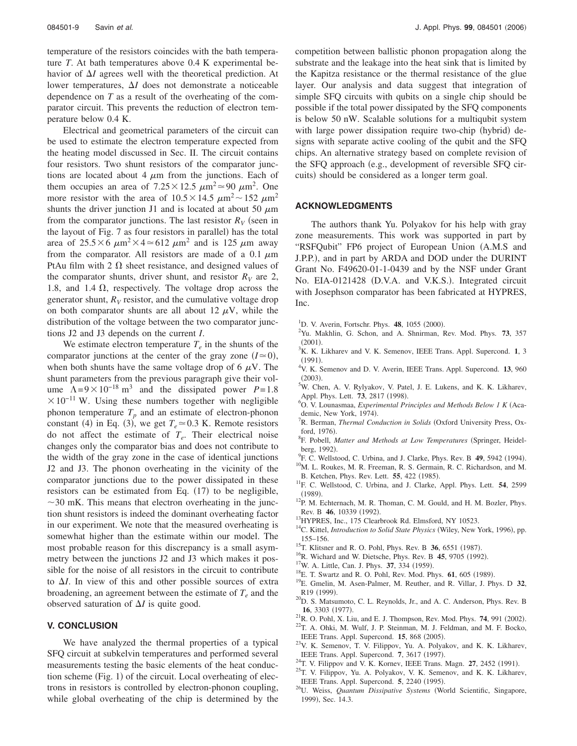temperature of the resistors coincides with the bath temperature $T$. At bath temperatures above 0.4 K experimental behavior of $\Delta I$ agrees well with the theoretical prediction. At lower temperatures, $\Delta I$ does not demonstrate a noticeable dependence on $T$ as a result of the overheating of the comparator circuit. This prevents the reduction of electron temperature below 0.4 K.

Electrical and geometrical parameters of the circuit can be used to estimate the electron temperature expected from the heating model discussed in Sec. II. The circuit contains four resistors. Two shunt resistors of the comparator junctions are located about 4 $\mu$m from the junctions. Each of them occupies an area of $7.25\times 12.5\ \mu\text{m}^2 \simeq 90\ \mu\text{m}^2$. One more resistor with the area of $10.5\times 14.5\ \mu\text{m}^2 \sim 152\ \mu\text{m}^2$ shunts the driver junction J1 and is located at about 50 $\mu$m from the comparator junctions. The last resistor $R_V$ (seen in the layout of Fig. 7 as four resistors in parallel) has the total area of $25.5\times 6\ \mu\text{m}^2 \times 4 \simeq 612\ \mu\text{m}^2$ and is 125 $\mu$m away from the comparator. All resistors are made of a 0.1 $\mu$m PtAu film with 2 $\Omega$ sheet resistance, and designed values of the comparator shunts, driver shunt, and resistor $R_V$ are 2, 1.8, and 1.4 $\Omega$, respectively. The voltage drop across the generator shunt, $R_V$ resistor, and the cumulative voltage drop on both comparator shunts are all about 12 $\mu$V, while the distribution of the voltage between the two comparator junctions J2 and J3 depends on the current $I$.

We estimate electron temperature $T_e$ in the shunts of the comparator junctions at the center of the gray zone ($I\simeq 0$), when both shunts have the same voltage drop of 6 $\mu$V. The shunt parameters from the previous paragraph give their volume $\Lambda = 9\times 10^{-18}$ m$^3$ and the dissipated power $P=1.8\times 10^{-11}$ W. Using these numbers together with negligible phonon temperature $T_p$ and an estimate of electron-phonon constant (4) in Eq. (3), we get $T_e \simeq 0.3$ K. Remote resistors do not affect the estimate of $T_e$. Their electrical noise changes only the comparator bias and does not contribute to the width of the gray zone in the case of identical junctions J2 and J3. The phonon overheating in the vicinity of the comparator junctions due to the power dissipated in these resistors can be estimated from Eq. (17) to be negligible, $\sim$30 mK. This means that electron overheating in the junction shunt resistors is indeed the dominant overheating factor in our experiment. We note that the measured overheating is somewhat higher than the estimate within our model. The most probable reason for this discrepancy is a small asymmetry between the junctions J2 and J3 which makes it possible for the noise of all resistors in the circuit to contribute to $\Delta I$. In view of this and other possible sources of extra broadening, an agreement between the estimate of $T_e$ and the observed saturation of $\Delta I$ is quite good.

## V. CONCLUSION

We have analyzed the thermal properties of a typical SFQ circuit at subkelvin temperatures and performed several measurements testing the basic elements of the heat conduction scheme (Fig. 1) of the circuit. Local overheating of electrons in resistors is controlled by electron-phonon coupling, while global overheating of the chip is determined by the competition between ballistic phonon propagation along the substrate and the leakage into the heat sink that is limited by the Kapitza resistance or the thermal resistance of the glue layer. Our analysis and data suggest that integration of simple SFQ circuits with qubits on a single chip should be possible if the total power dissipated by the SFQ components is below 50 nW. Scalable solutions for a multiqubit system with large power dissipation require two-chip (hybrid) designs with separate active cooling of the qubit and the SFQ chips. An alternative strategy based on complete revision of the SFQ approach (e.g., development of reversible SFQ circuits) should be considered as a longer term goal.

## ACKNOWLEDGMENTS

The authors thank Yu. Polyakov for his help with gray zone measurements. This work was supported in part by "RSFQubit" FP6 project of European Union (A.M.S and J.P.P.), and in part by ARDA and DOD under the DURINT Grant No. F49620-01-1-0439 and by the NSF under Grant No. EIA-0121428 (D.V.A. and V.K.S.). Integrated circuit with Josephson comparator has been fabricated at HYPRES, Inc.

[1] D. V. Averin, Fortschr. Phys. **48**, 1055 (2000).
[2] Yu. Makhlin, G. Schon, and A. Shnirman, Rev. Mod. Phys. **73**, 357 (2001).
[3] K. K. Likharev and V. K. Semenov, IEEE Trans. Appl. Supercond. **1**, 3 (1991).
[4] V. K. Semenov and D. V. Averin, IEEE Trans. Appl. Supercond. **13**, 960 (2003).
[5] W. Chen, A. V. Rylyakov, V. Patel, J. E. Lukens, and K. K. Likharev, Appl. Phys. Lett. **73**, 2817 (1998).
[6] O. V. Lounasmaa, *Experimental Principles and Methods Below 1 K* (Academic, New York, 1974).
[7] R. Berman, *Thermal Conduction in Solids* (Oxford University Press, Oxford, 1976).
[8] F. Pobell, *Matter and Methods at Low Temperatures* (Springer, Heidelberg, 1992).
[9] F. C. Wellstood, C. Urbina, and J. Clarke, Phys. Rev. B **49**, 5942 (1994).
[10] M. L. Roukes, M. R. Freeman, R. S. Germain, R. C. Richardson, and M. B. Ketchen, Phys. Rev. Lett. **55**, 422 (1985).
[11] F. C. Wellstood, C. Urbina, and J. Clarke, Appl. Phys. Lett. **54**, 2599 (1989).
[12] P. M. Echternach, M. R. Thoman, C. M. Gould, and H. M. Bozler, Phys. Rev. B **46**, 10339 (1992).
[13] HYPRES, Inc., 175 Clearbrook Rd. Elmsford, NY 10523.
[14] C. Kittel, *Introduction to Solid State Physics* (Wiley, New York, 1996), pp. 155–156.
[15] T. Klitsner and R. O. Pohl, Phys. Rev. B **36**, 6551 (1987).
[16] R. Wichard and W. Dietsche, Phys. Rev. B **45**, 9705 (1992).
[17] W. A. Little, Can. J. Phys. **37**, 334 (1959).
[18] E. T. Swartz and R. O. Pohl, Rev. Mod. Phys. **61**, 605 (1989).
[19] E. Gmelin, M. Asen-Palmer, M. Reuther, and R. Villar, J. Phys. D **32**, R19 (1999).
[20] D. S. Matsumoto, C. L. Reynolds, Jr., and A. C. Anderson, Phys. Rev. B **16**, 3303 (1977).
[21] R. O. Pohl, X. Liu, and E. J. Thompson, Rev. Mod. Phys. **74**, 991 (2002).
[22] T. A. Ohki, M. Wulf, J. P. Steinman, M. J. Feldman, and M. F. Bocko, IEEE Trans. Appl. Supercond. **15**, 868 (2005).
[23] V. K. Semenov, T. V. Filippov, Yu. A. Polyakov, and K. K. Likharev, IEEE Trans. Appl. Supercond. **7**, 3617 (1997).
[24] T. V. Filippov and V. K. Kornev, IEEE Trans. Magn. **27**, 2452 (1991).
[25] T. V. Filippov, Yu. A. Polyakov, V. K. Semenov, and K. K. Likharev, IEEE Trans. Appl. Supercond. **5**, 2240 (1995).
[26] U. Weiss, *Quantum Dissipative Systems* (World Scientific, Singapore, 1999), Sec. 14.3.